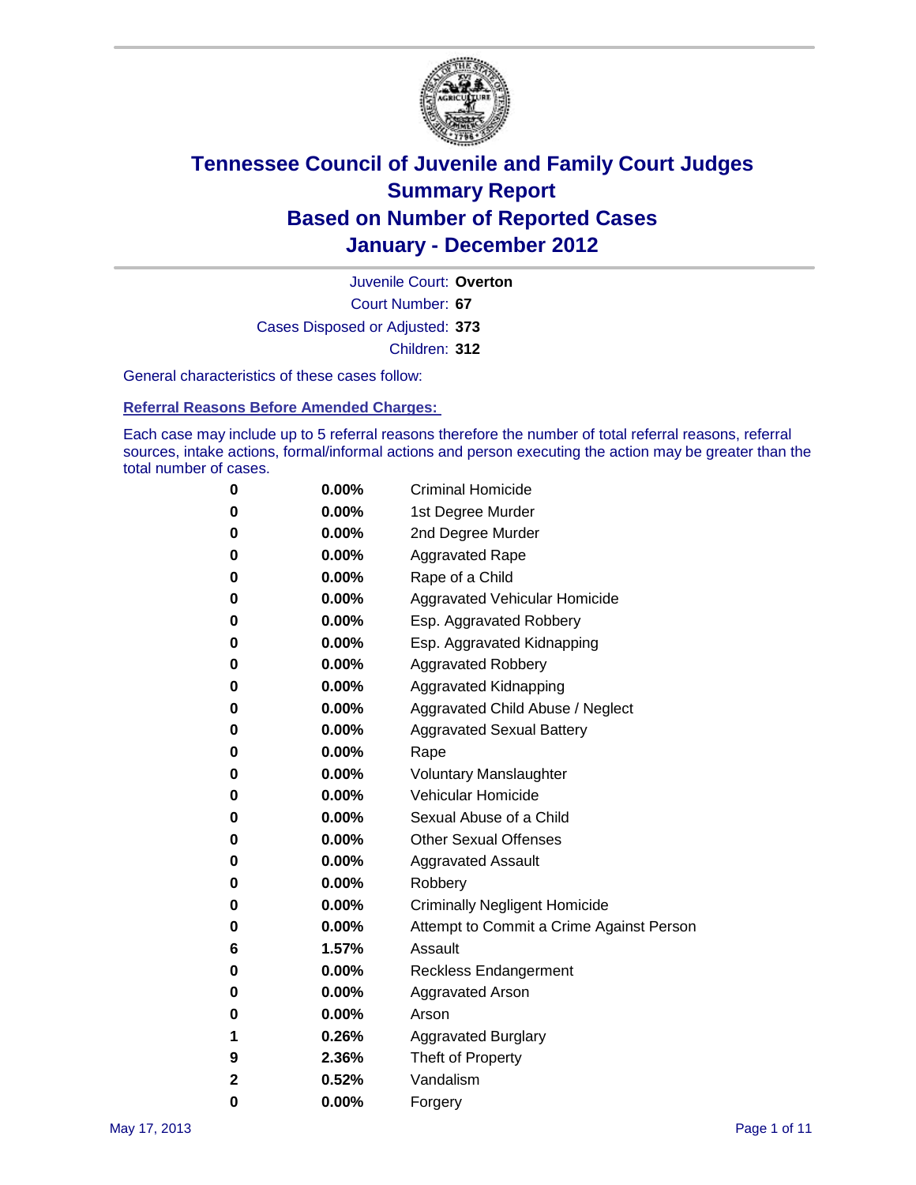# Tennessee Council of Juvenile and Family Court Judges
# Summary Report
# Based on Number of Reported Cases
# January - December 2012

Juvenile Court: **Overton**

Court Number: **67**

Cases Disposed or Adjusted: **373**

Children: **312**

General characteristics of these cases follow:

## Referral Reasons Before Amended Charges:

Each case may include up to 5 referral reasons therefore the number of total referral reasons, referral sources, intake actions, formal/informal actions and person executing the action may be greater than the total number of cases.

| | | |
|---|---|---|
| 0 | 0.00% | Criminal Homicide |
| 0 | 0.00% | 1st Degree Murder |
| 0 | 0.00% | 2nd Degree Murder |
| 0 | 0.00% | Aggravated Rape |
| 0 | 0.00% | Rape of a Child |
| 0 | 0.00% | Aggravated Vehicular Homicide |
| 0 | 0.00% | Esp. Aggravated Robbery |
| 0 | 0.00% | Esp. Aggravated Kidnapping |
| 0 | 0.00% | Aggravated Robbery |
| 0 | 0.00% | Aggravated Kidnapping |
| 0 | 0.00% | Aggravated Child Abuse / Neglect |
| 0 | 0.00% | Aggravated Sexual Battery |
| 0 | 0.00% | Rape |
| 0 | 0.00% | Voluntary Manslaughter |
| 0 | 0.00% | Vehicular Homicide |
| 0 | 0.00% | Sexual Abuse of a Child |
| 0 | 0.00% | Other Sexual Offenses |
| 0 | 0.00% | Aggravated Assault |
| 0 | 0.00% | Robbery |
| 0 | 0.00% | Criminally Negligent Homicide |
| 0 | 0.00% | Attempt to Commit a Crime Against Person |
| 6 | 1.57% | Assault |
| 0 | 0.00% | Reckless Endangerment |
| 0 | 0.00% | Aggravated Arson |
| 0 | 0.00% | Arson |
| 1 | 0.26% | Aggravated Burglary |
| 9 | 2.36% | Theft of Property |
| 2 | 0.52% | Vandalism |
| 0 | 0.00% | Forgery |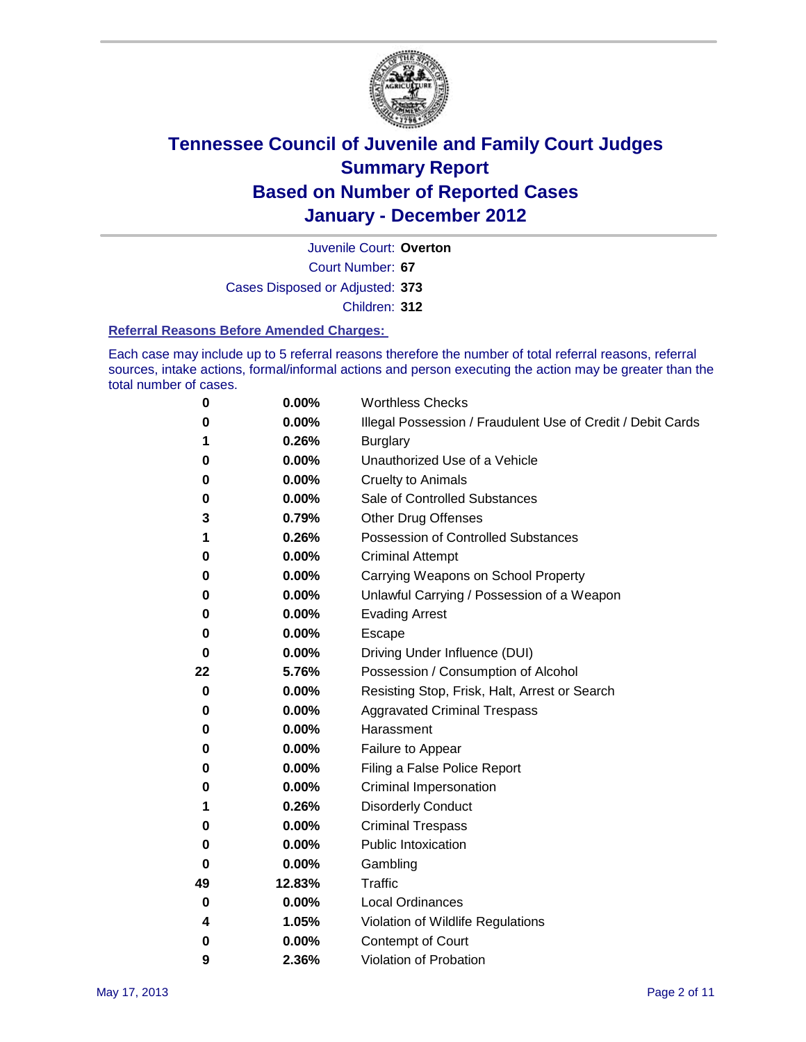# Tennessee Council of Juvenile and Family Court Judges
# Summary Report
# Based on Number of Reported Cases
# January - December 2012

Juvenile Court: **Overton**

Court Number: **67**

Cases Disposed or Adjusted: **373**

Children: **312**

### Referral Reasons Before Amended Charges:

Each case may include up to 5 referral reasons therefore the number of total referral reasons, referral sources, intake actions, formal/informal actions and person executing the action may be greater than the total number of cases.

| | | |
|---|---|---|
| 0 | 0.00% | Worthless Checks |
| 0 | 0.00% | Illegal Possession / Fraudulent Use of Credit / Debit Cards |
| 1 | 0.26% | Burglary |
| 0 | 0.00% | Unauthorized Use of a Vehicle |
| 0 | 0.00% | Cruelty to Animals |
| 0 | 0.00% | Sale of Controlled Substances |
| 3 | 0.79% | Other Drug Offenses |
| 1 | 0.26% | Possession of Controlled Substances |
| 0 | 0.00% | Criminal Attempt |
| 0 | 0.00% | Carrying Weapons on School Property |
| 0 | 0.00% | Unlawful Carrying / Possession of a Weapon |
| 0 | 0.00% | Evading Arrest |
| 0 | 0.00% | Escape |
| 0 | 0.00% | Driving Under Influence (DUI) |
| 22 | 5.76% | Possession / Consumption of Alcohol |
| 0 | 0.00% | Resisting Stop, Frisk, Halt, Arrest or Search |
| 0 | 0.00% | Aggravated Criminal Trespass |
| 0 | 0.00% | Harassment |
| 0 | 0.00% | Failure to Appear |
| 0 | 0.00% | Filing a False Police Report |
| 0 | 0.00% | Criminal Impersonation |
| 1 | 0.26% | Disorderly Conduct |
| 0 | 0.00% | Criminal Trespass |
| 0 | 0.00% | Public Intoxication |
| 0 | 0.00% | Gambling |
| 49 | 12.83% | Traffic |
| 0 | 0.00% | Local Ordinances |
| 4 | 1.05% | Violation of Wildlife Regulations |
| 0 | 0.00% | Contempt of Court |
| 9 | 2.36% | Violation of Probation |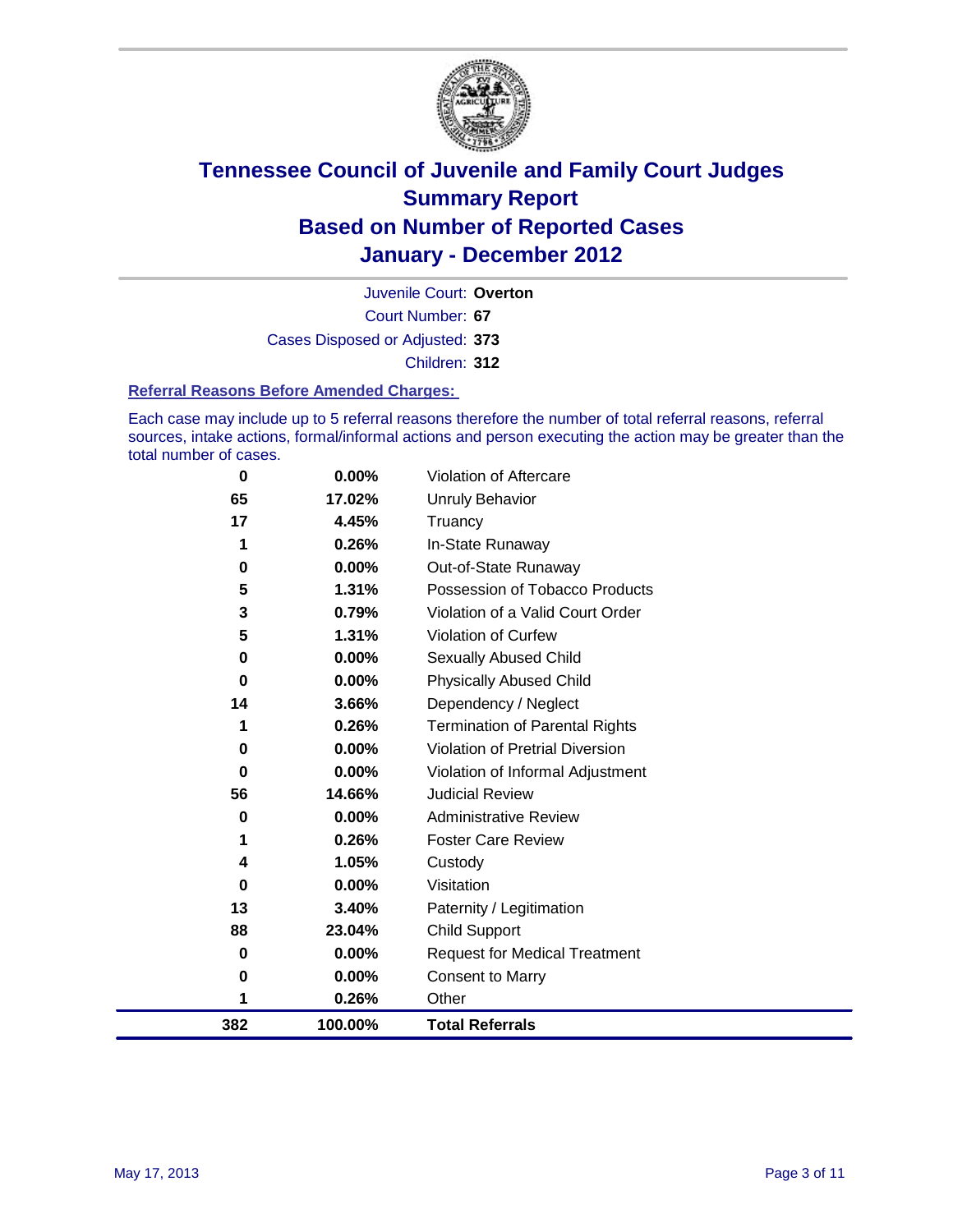# Tennessee Council of Juvenile and Family Court Judges
## Summary Report
## Based on Number of Reported Cases
## January - December 2012

Juvenile Court: **Overton**
Court Number: **67**
Cases Disposed or Adjusted: **373**
Children: **312**

### Referral Reasons Before Amended Charges:

Each case may include up to 5 referral reasons therefore the number of total referral reasons, referral sources, intake actions, formal/informal actions and person executing the action may be greater than the total number of cases.

| Count | Percent | Referral Reason |
|---|---|---|
| 0 | 0.00% | Violation of Aftercare |
| 65 | 17.02% | Unruly Behavior |
| 17 | 4.45% | Truancy |
| 1 | 0.26% | In-State Runaway |
| 0 | 0.00% | Out-of-State Runaway |
| 5 | 1.31% | Possession of Tobacco Products |
| 3 | 0.79% | Violation of a Valid Court Order |
| 5 | 1.31% | Violation of Curfew |
| 0 | 0.00% | Sexually Abused Child |
| 0 | 0.00% | Physically Abused Child |
| 14 | 3.66% | Dependency / Neglect |
| 1 | 0.26% | Termination of Parental Rights |
| 0 | 0.00% | Violation of Pretrial Diversion |
| 0 | 0.00% | Violation of Informal Adjustment |
| 56 | 14.66% | Judicial Review |
| 0 | 0.00% | Administrative Review |
| 1 | 0.26% | Foster Care Review |
| 4 | 1.05% | Custody |
| 0 | 0.00% | Visitation |
| 13 | 3.40% | Paternity / Legitimation |
| 88 | 23.04% | Child Support |
| 0 | 0.00% | Request for Medical Treatment |
| 0 | 0.00% | Consent to Marry |
| 1 | 0.26% | Other |
| **382** | **100.00%** | **Total Referrals** |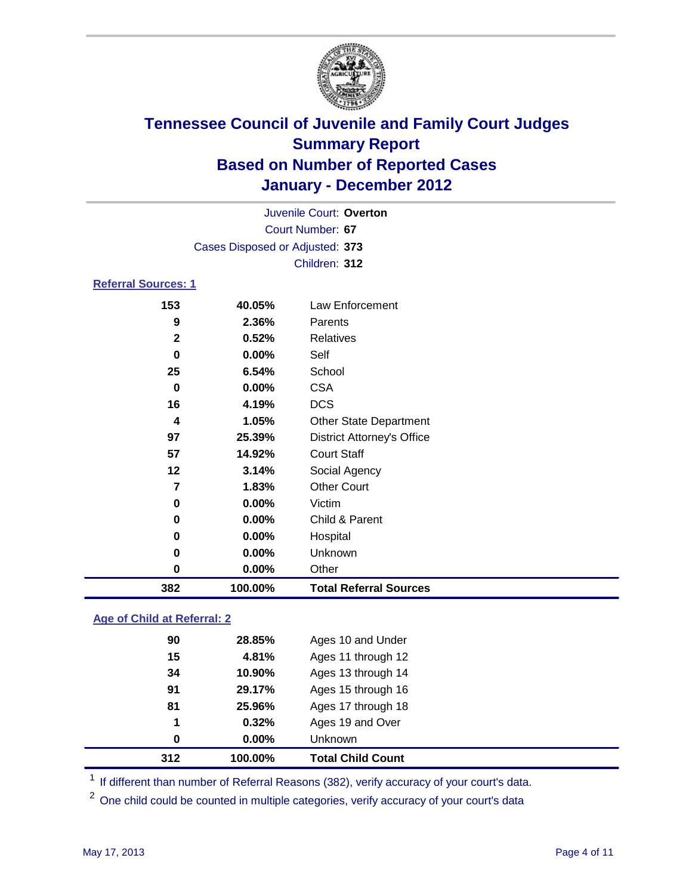# Tennessee Council of Juvenile and Family Court Judges
## Summary Report
## Based on Number of Reported Cases
## January - December 2012

Juvenile Court: **Overton**
Court Number: **67**
Cases Disposed or Adjusted: **373**
Children: **312**

### Referral Sources: 1

| Count | Percent | Source |
|---|---|---|
| 153 | 40.05% | Law Enforcement |
| 9 | 2.36% | Parents |
| 2 | 0.52% | Relatives |
| 0 | 0.00% | Self |
| 25 | 6.54% | School |
| 0 | 0.00% | CSA |
| 16 | 4.19% | DCS |
| 4 | 1.05% | Other State Department |
| 97 | 25.39% | District Attorney's Office |
| 57 | 14.92% | Court Staff |
| 12 | 3.14% | Social Agency |
| 7 | 1.83% | Other Court |
| 0 | 0.00% | Victim |
| 0 | 0.00% | Child & Parent |
| 0 | 0.00% | Hospital |
| 0 | 0.00% | Unknown |
| 0 | 0.00% | Other |
| **382** | **100.00%** | **Total Referral Sources** |

### Age of Child at Referral: 2

| Count | Percent | Age |
|---|---|---|
| 90 | 28.85% | Ages 10 and Under |
| 15 | 4.81% | Ages 11 through 12 |
| 34 | 10.90% | Ages 13 through 14 |
| 91 | 29.17% | Ages 15 through 16 |
| 81 | 25.96% | Ages 17 through 18 |
| 1 | 0.32% | Ages 19 and Over |
| 0 | 0.00% | Unknown |
| **312** | **100.00%** | **Total Child Count** |

[1] If different than number of Referral Reasons (382), verify accuracy of your court's data.

[2] One child could be counted in multiple categories, verify accuracy of your court's data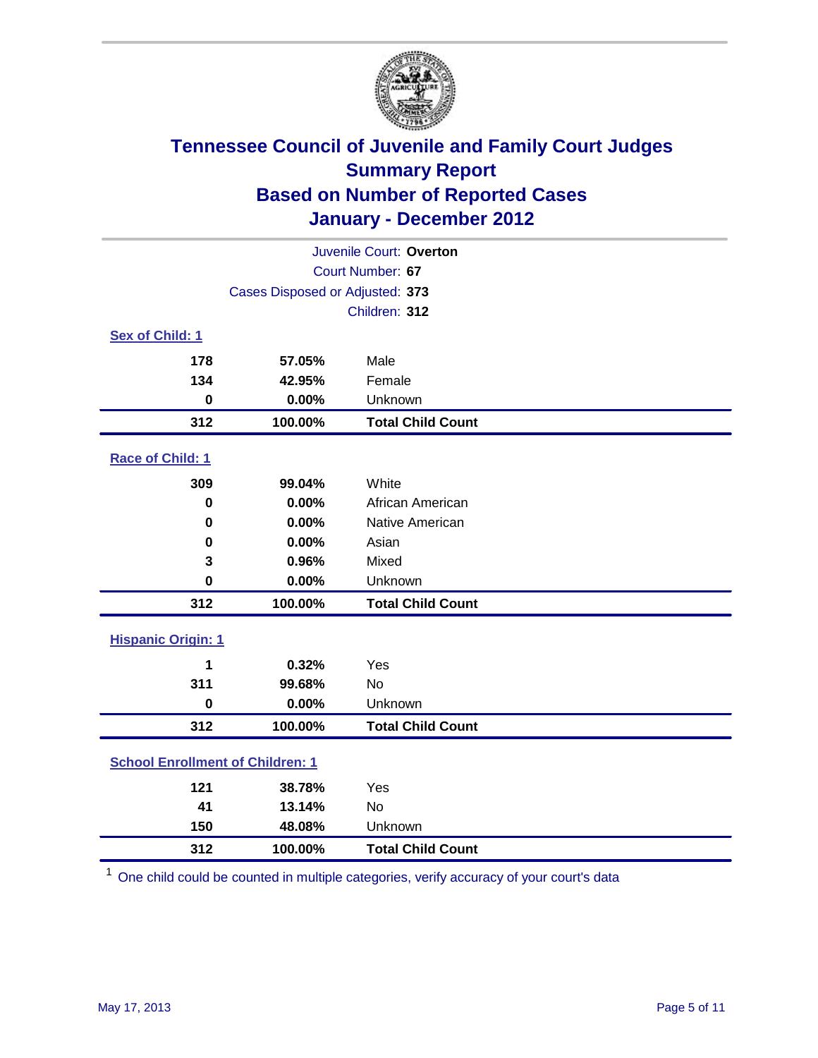# Tennessee Council of Juvenile and Family Court Judges
## Summary Report
## Based on Number of Reported Cases
## January - December 2012

Juvenile Court: **Overton**
Court Number: **67**
Cases Disposed or Adjusted: **373**
Children: **312**

### Sex of Child: 1

| | | |
|---|---|---|
| 178 | 57.05% | Male |
| 134 | 42.95% | Female |
| 0 | 0.00% | Unknown |
| **312** | **100.00%** | **Total Child Count** |

### Race of Child: 1

| | | |
|---|---|---|
| 309 | 99.04% | White |
| 0 | 0.00% | African American |
| 0 | 0.00% | Native American |
| 0 | 0.00% | Asian |
| 3 | 0.96% | Mixed |
| 0 | 0.00% | Unknown |
| **312** | **100.00%** | **Total Child Count** |

### Hispanic Origin: 1

| | | |
|---|---|---|
| 1 | 0.32% | Yes |
| 311 | 99.68% | No |
| 0 | 0.00% | Unknown |
| **312** | **100.00%** | **Total Child Count** |

### School Enrollment of Children: 1

| | | |
|---|---|---|
| 121 | 38.78% | Yes |
| 41 | 13.14% | No |
| 150 | 48.08% | Unknown |
| **312** | **100.00%** | **Total Child Count** |

[1] One child could be counted in multiple categories, verify accuracy of your court's data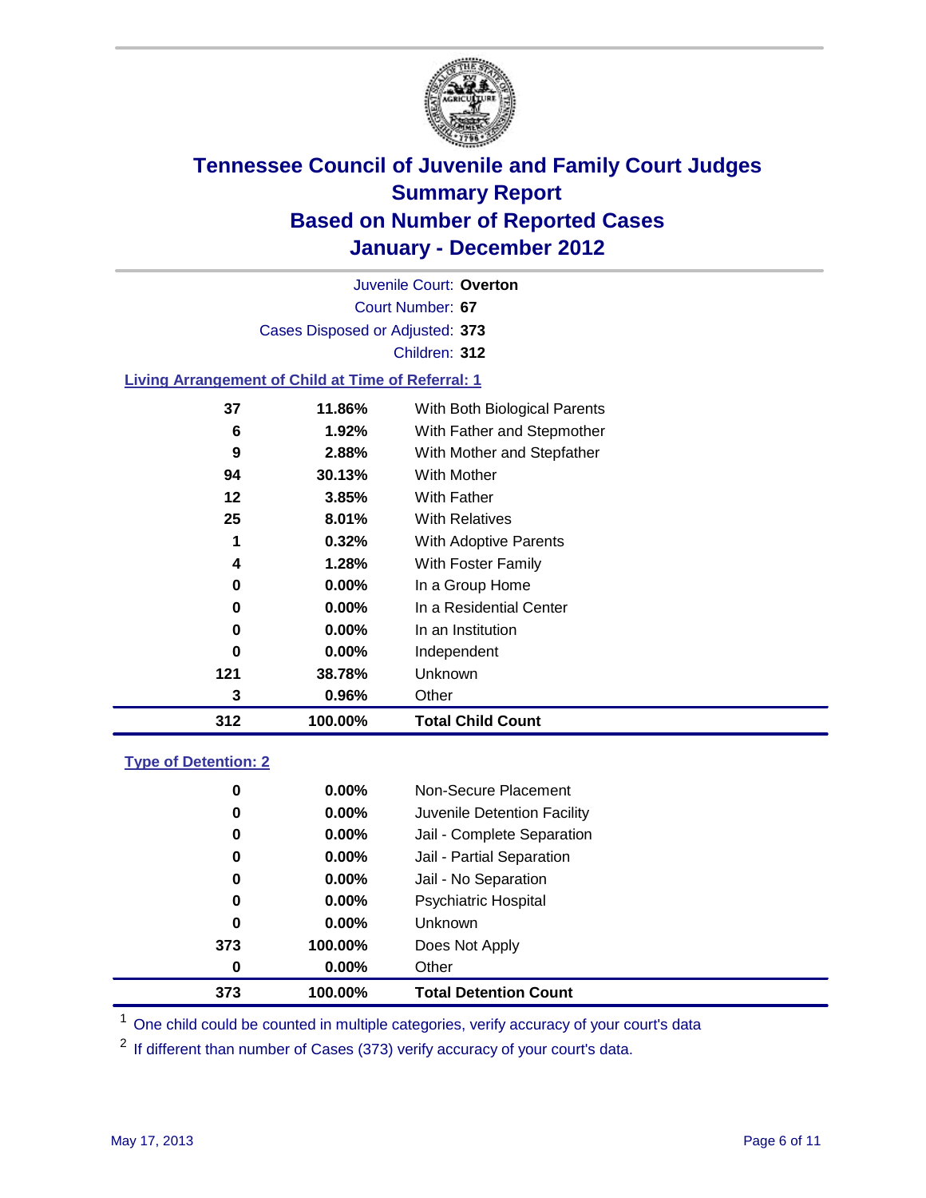# Tennessee Council of Juvenile and Family Court Judges
## Summary Report
## Based on Number of Reported Cases
## January - December 2012

Juvenile Court: **Overton**
Court Number: **67**
Cases Disposed or Adjusted: **373**
Children: **312**

### Living Arrangement of Child at Time of Referral: 1

| Count | Percent | Category |
|---|---|---|
| 37 | 11.86% | With Both Biological Parents |
| 6 | 1.92% | With Father and Stepmother |
| 9 | 2.88% | With Mother and Stepfather |
| 94 | 30.13% | With Mother |
| 12 | 3.85% | With Father |
| 25 | 8.01% | With Relatives |
| 1 | 0.32% | With Adoptive Parents |
| 4 | 1.28% | With Foster Family |
| 0 | 0.00% | In a Group Home |
| 0 | 0.00% | In a Residential Center |
| 0 | 0.00% | In an Institution |
| 0 | 0.00% | Independent |
| 121 | 38.78% | Unknown |
| 3 | 0.96% | Other |
| **312** | **100.00%** | **Total Child Count** |

### Type of Detention: 2

| Count | Percent | Category |
|---|---|---|
| 0 | 0.00% | Non-Secure Placement |
| 0 | 0.00% | Juvenile Detention Facility |
| 0 | 0.00% | Jail - Complete Separation |
| 0 | 0.00% | Jail - Partial Separation |
| 0 | 0.00% | Jail - No Separation |
| 0 | 0.00% | Psychiatric Hospital |
| 0 | 0.00% | Unknown |
| 373 | 100.00% | Does Not Apply |
| 0 | 0.00% | Other |
| **373** | **100.00%** | **Total Detention Count** |

[1] One child could be counted in multiple categories, verify accuracy of your court's data

[2] If different than number of Cases (373) verify accuracy of your court's data.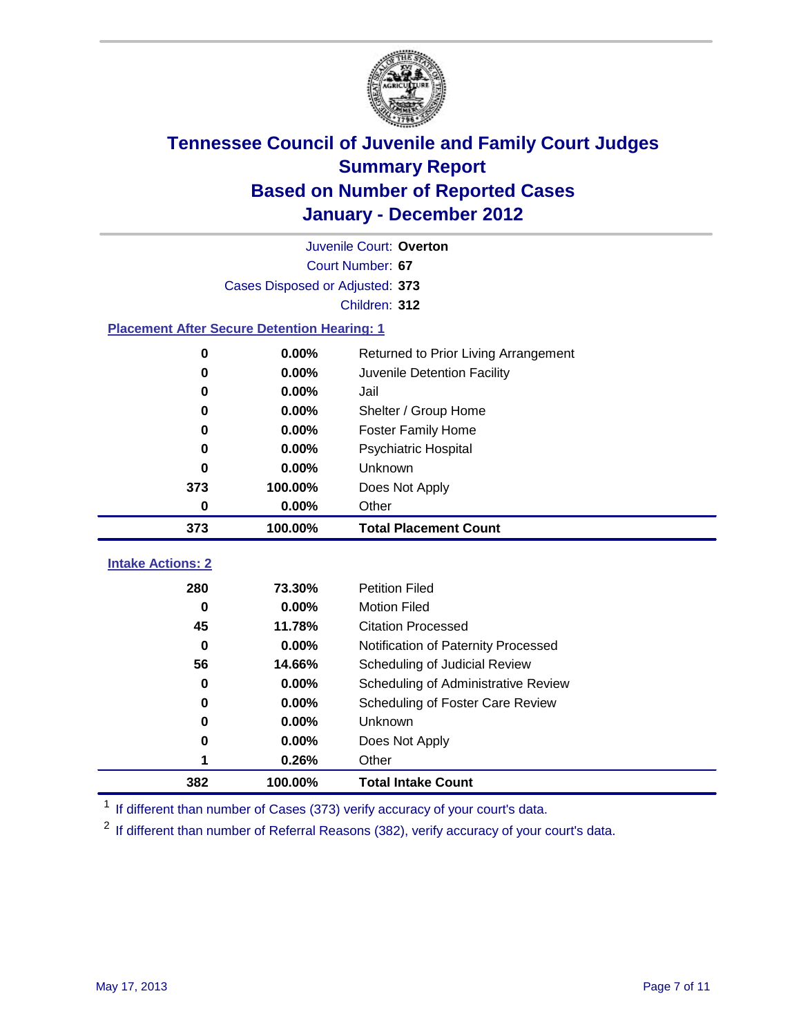# Tennessee Council of Juvenile and Family Court Judges
## Summary Report
## Based on Number of Reported Cases
## January - December 2012

Juvenile Court: **Overton**
Court Number: **67**
Cases Disposed or Adjusted: **373**
Children: **312**

### Placement After Secure Detention Hearing: 1

| Count | Percent | Placement |
|---|---|---|
| 0 | 0.00% | Returned to Prior Living Arrangement |
| 0 | 0.00% | Juvenile Detention Facility |
| 0 | 0.00% | Jail |
| 0 | 0.00% | Shelter / Group Home |
| 0 | 0.00% | Foster Family Home |
| 0 | 0.00% | Psychiatric Hospital |
| 0 | 0.00% | Unknown |
| 373 | 100.00% | Does Not Apply |
| 0 | 0.00% | Other |
| **373** | **100.00%** | **Total Placement Count** |

### Intake Actions: 2

| Count | Percent | Intake Action |
|---|---|---|
| 280 | 73.30% | Petition Filed |
| 0 | 0.00% | Motion Filed |
| 45 | 11.78% | Citation Processed |
| 0 | 0.00% | Notification of Paternity Processed |
| 56 | 14.66% | Scheduling of Judicial Review |
| 0 | 0.00% | Scheduling of Administrative Review |
| 0 | 0.00% | Scheduling of Foster Care Review |
| 0 | 0.00% | Unknown |
| 0 | 0.00% | Does Not Apply |
| 1 | 0.26% | Other |
| **382** | **100.00%** | **Total Intake Count** |

[1] If different than number of Cases (373) verify accuracy of your court's data.

[2] If different than number of Referral Reasons (382), verify accuracy of your court's data.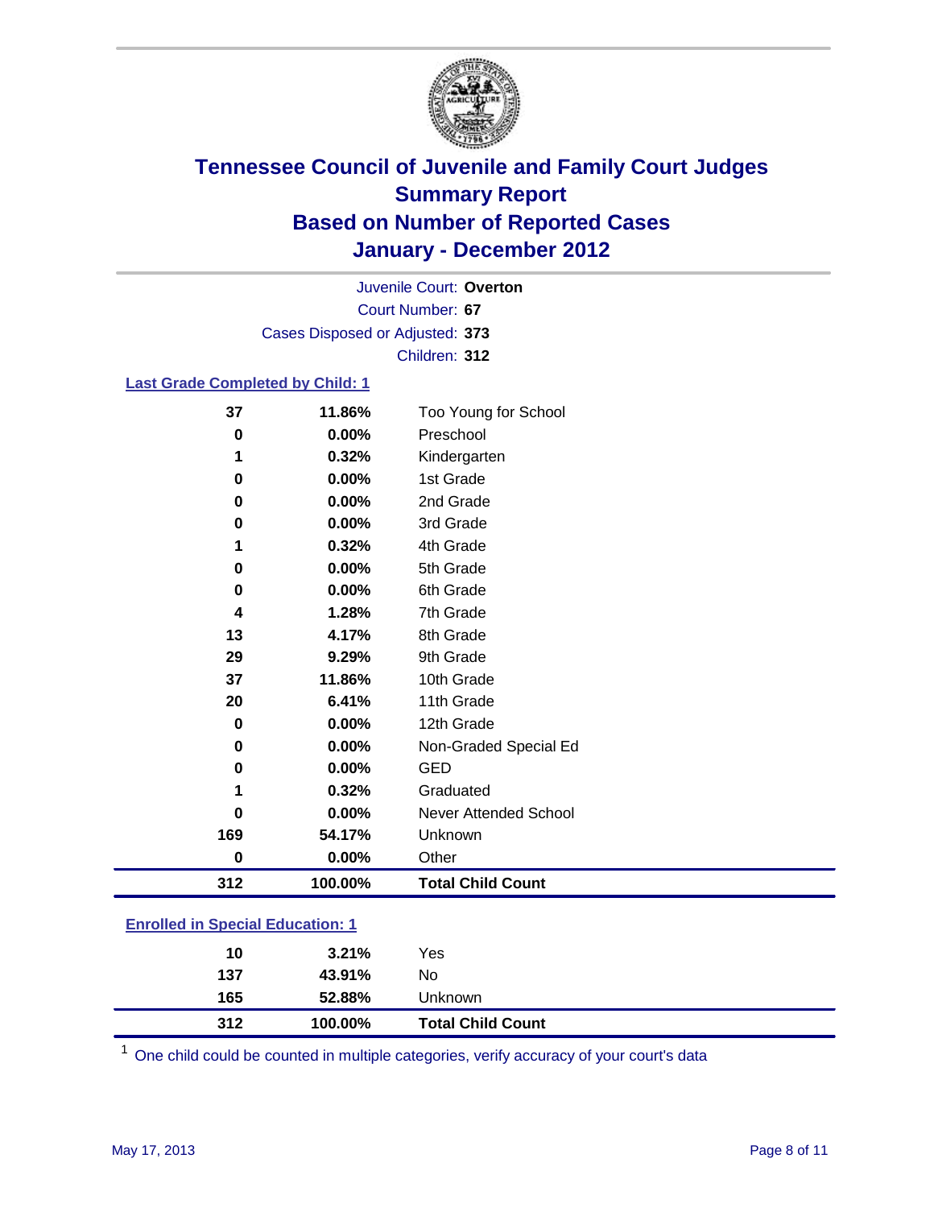# Tennessee Council of Juvenile and Family Court Judges
## Summary Report
## Based on Number of Reported Cases
## January - December 2012

Juvenile Court: **Overton**

Court Number: **67**

Cases Disposed or Adjusted: **373**

Children: **312**

### Last Grade Completed by Child: 1

| Count | Percent | Category |
|---|---|---|
| 37 | 11.86% | Too Young for School |
| 0 | 0.00% | Preschool |
| 1 | 0.32% | Kindergarten |
| 0 | 0.00% | 1st Grade |
| 0 | 0.00% | 2nd Grade |
| 0 | 0.00% | 3rd Grade |
| 1 | 0.32% | 4th Grade |
| 0 | 0.00% | 5th Grade |
| 0 | 0.00% | 6th Grade |
| 4 | 1.28% | 7th Grade |
| 13 | 4.17% | 8th Grade |
| 29 | 9.29% | 9th Grade |
| 37 | 11.86% | 10th Grade |
| 20 | 6.41% | 11th Grade |
| 0 | 0.00% | 12th Grade |
| 0 | 0.00% | Non-Graded Special Ed |
| 0 | 0.00% | GED |
| 1 | 0.32% | Graduated |
| 0 | 0.00% | Never Attended School |
| 169 | 54.17% | Unknown |
| 0 | 0.00% | Other |
| **312** | **100.00%** | **Total Child Count** |

### Enrolled in Special Education: 1

| Count | Percent | Category |
|---|---|---|
| 10 | 3.21% | Yes |
| 137 | 43.91% | No |
| 165 | 52.88% | Unknown |
| **312** | **100.00%** | **Total Child Count** |

[1] One child could be counted in multiple categories, verify accuracy of your court's data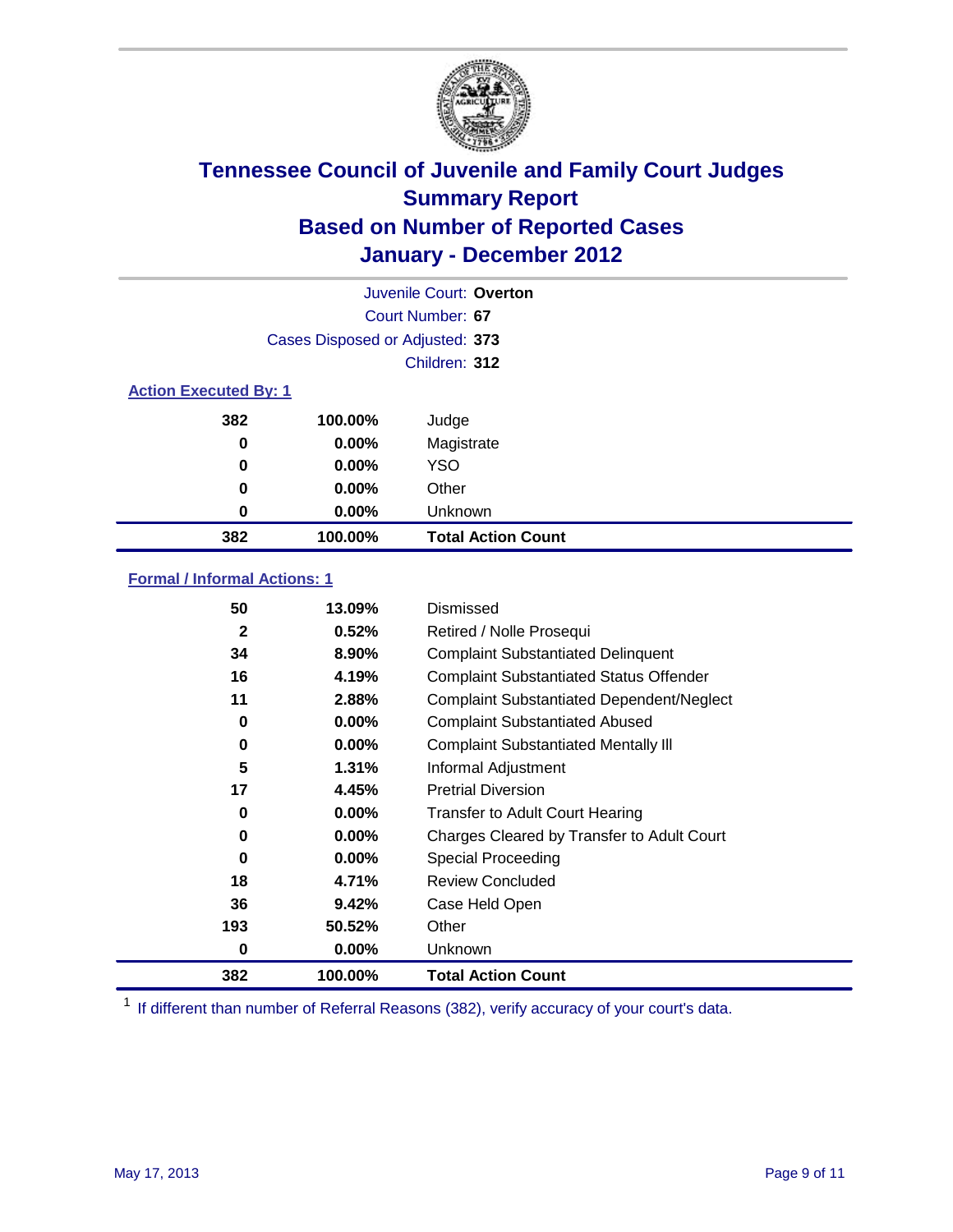# Tennessee Council of Juvenile and Family Court Judges
## Summary Report
## Based on Number of Reported Cases
## January - December 2012

Juvenile Court: **Overton**
Court Number: **67**
Cases Disposed or Adjusted: **373**
Children: **312**

### Action Executed By: 1

| | | |
|---|---|---|
| 382 | 100.00% | Judge |
| 0 | 0.00% | Magistrate |
| 0 | 0.00% | YSO |
| 0 | 0.00% | Other |
| 0 | 0.00% | Unknown |
| **382** | **100.00%** | **Total Action Count** |

### Formal / Informal Actions: 1

| | | |
|---|---|---|
| 50 | 13.09% | Dismissed |
| 2 | 0.52% | Retired / Nolle Prosequi |
| 34 | 8.90% | Complaint Substantiated Delinquent |
| 16 | 4.19% | Complaint Substantiated Status Offender |
| 11 | 2.88% | Complaint Substantiated Dependent/Neglect |
| 0 | 0.00% | Complaint Substantiated Abused |
| 0 | 0.00% | Complaint Substantiated Mentally Ill |
| 5 | 1.31% | Informal Adjustment |
| 17 | 4.45% | Pretrial Diversion |
| 0 | 0.00% | Transfer to Adult Court Hearing |
| 0 | 0.00% | Charges Cleared by Transfer to Adult Court |
| 0 | 0.00% | Special Proceeding |
| 18 | 4.71% | Review Concluded |
| 36 | 9.42% | Case Held Open |
| 193 | 50.52% | Other |
| 0 | 0.00% | Unknown |
| **382** | **100.00%** | **Total Action Count** |

[1] If different than number of Referral Reasons (382), verify accuracy of your court's data.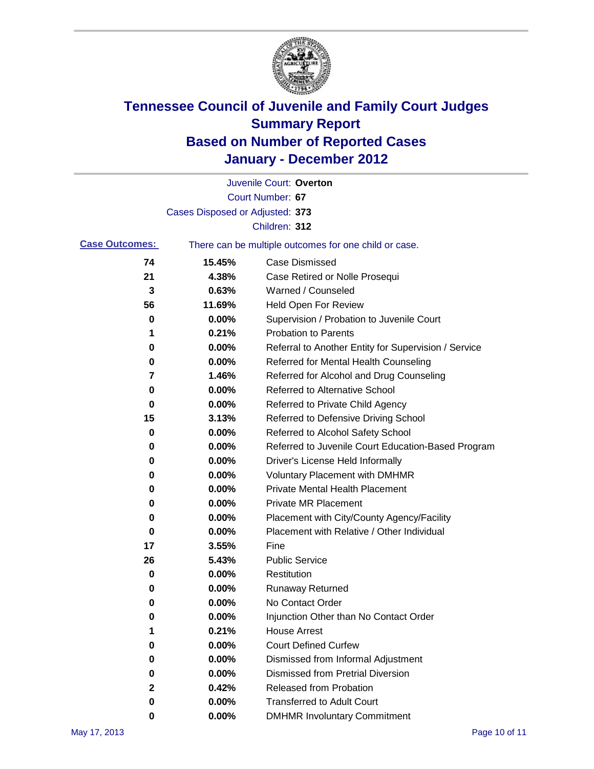# Tennessee Council of Juvenile and Family Court Judges
## Summary Report
## Based on Number of Reported Cases
## January - December 2012

Juvenile Court: **Overton**
Court Number: **67**
Cases Disposed or Adjusted: **373**
Children: **312**

**Case Outcomes:** There can be multiple outcomes for one child or case.

| Count | Percent | Outcome |
|---|---|---|
| 74 | 15.45% | Case Dismissed |
| 21 | 4.38% | Case Retired or Nolle Prosequi |
| 3 | 0.63% | Warned / Counseled |
| 56 | 11.69% | Held Open For Review |
| 0 | 0.00% | Supervision / Probation to Juvenile Court |
| 1 | 0.21% | Probation to Parents |
| 0 | 0.00% | Referral to Another Entity for Supervision / Service |
| 0 | 0.00% | Referred for Mental Health Counseling |
| 7 | 1.46% | Referred for Alcohol and Drug Counseling |
| 0 | 0.00% | Referred to Alternative School |
| 0 | 0.00% | Referred to Private Child Agency |
| 15 | 3.13% | Referred to Defensive Driving School |
| 0 | 0.00% | Referred to Alcohol Safety School |
| 0 | 0.00% | Referred to Juvenile Court Education-Based Program |
| 0 | 0.00% | Driver's License Held Informally |
| 0 | 0.00% | Voluntary Placement with DMHMR |
| 0 | 0.00% | Private Mental Health Placement |
| 0 | 0.00% | Private MR Placement |
| 0 | 0.00% | Placement with City/County Agency/Facility |
| 0 | 0.00% | Placement with Relative / Other Individual |
| 17 | 3.55% | Fine |
| 26 | 5.43% | Public Service |
| 0 | 0.00% | Restitution |
| 0 | 0.00% | Runaway Returned |
| 0 | 0.00% | No Contact Order |
| 0 | 0.00% | Injunction Other than No Contact Order |
| 1 | 0.21% | House Arrest |
| 0 | 0.00% | Court Defined Curfew |
| 0 | 0.00% | Dismissed from Informal Adjustment |
| 0 | 0.00% | Dismissed from Pretrial Diversion |
| 2 | 0.42% | Released from Probation |
| 0 | 0.00% | Transferred to Adult Court |
| 0 | 0.00% | DMHMR Involuntary Commitment |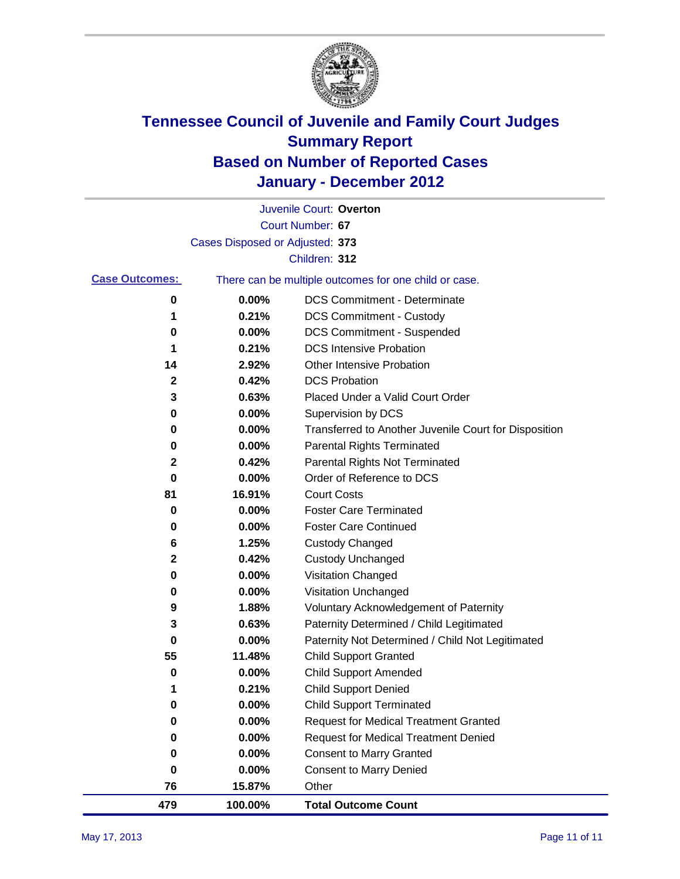# Tennessee Council of Juvenile and Family Court Judges
## Summary Report
## Based on Number of Reported Cases
## January - December 2012

Juvenile Court: **Overton**

Court Number: **67**

Cases Disposed or Adjusted: **373**

Children: **312**

**Case Outcomes:** There can be multiple outcomes for one child or case.

| | | |
|---|---|---|
| 0 | 0.00% | DCS Commitment - Determinate |
| 1 | 0.21% | DCS Commitment - Custody |
| 0 | 0.00% | DCS Commitment - Suspended |
| 1 | 0.21% | DCS Intensive Probation |
| 14 | 2.92% | Other Intensive Probation |
| 2 | 0.42% | DCS Probation |
| 3 | 0.63% | Placed Under a Valid Court Order |
| 0 | 0.00% | Supervision by DCS |
| 0 | 0.00% | Transferred to Another Juvenile Court for Disposition |
| 0 | 0.00% | Parental Rights Terminated |
| 2 | 0.42% | Parental Rights Not Terminated |
| 0 | 0.00% | Order of Reference to DCS |
| 81 | 16.91% | Court Costs |
| 0 | 0.00% | Foster Care Terminated |
| 0 | 0.00% | Foster Care Continued |
| 6 | 1.25% | Custody Changed |
| 2 | 0.42% | Custody Unchanged |
| 0 | 0.00% | Visitation Changed |
| 0 | 0.00% | Visitation Unchanged |
| 9 | 1.88% | Voluntary Acknowledgement of Paternity |
| 3 | 0.63% | Paternity Determined / Child Legitimated |
| 0 | 0.00% | Paternity Not Determined / Child Not Legitimated |
| 55 | 11.48% | Child Support Granted |
| 0 | 0.00% | Child Support Amended |
| 1 | 0.21% | Child Support Denied |
| 0 | 0.00% | Child Support Terminated |
| 0 | 0.00% | Request for Medical Treatment Granted |
| 0 | 0.00% | Request for Medical Treatment Denied |
| 0 | 0.00% | Consent to Marry Granted |
| 0 | 0.00% | Consent to Marry Denied |
| 76 | 15.87% | Other |
| **479** | **100.00%** | **Total Outcome Count** |

May 17, 2013